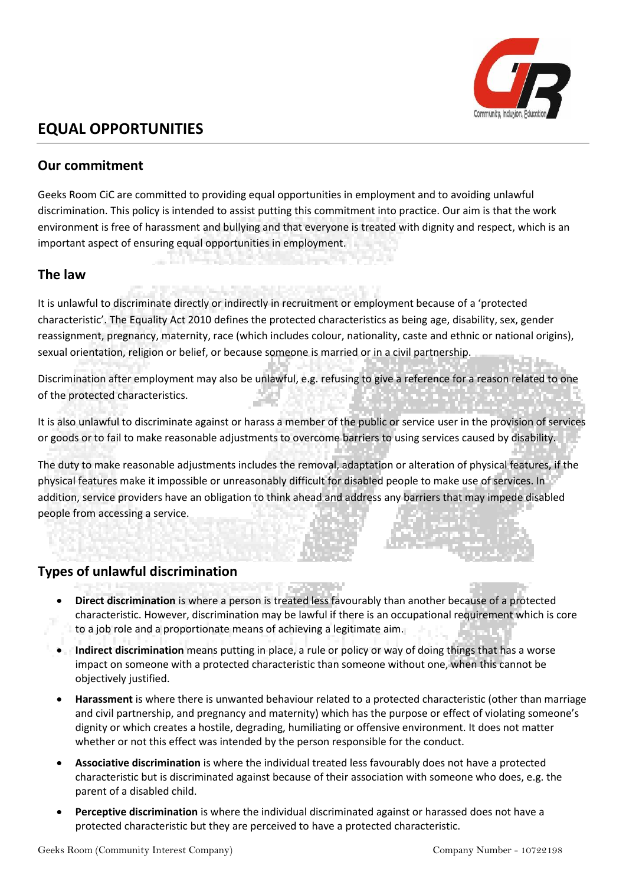# EQUAL OPPORTUNITIES

## Our commitment

Geeks Room CiC are committed to providing equal opportunities in employment and to avoiding unlawful discrimination. This policy is intended to assist putting this commitment into practice. Our aim is that the work environment is free of harassment and bullying and that everyone is treated with dignity and respect, which is an important aspect of ensuring equal opportunities in employment.

## The law

It is unlawful to discriminate directly or indirectly in recruitment or employment because of a 'protected characteristic'. The Equality Act 2010 defines the protected characteristics as being age, disability, sex, gender reassignment, pregnancy, maternity, race (which includes colour, nationality, caste and ethnic or national origins), sexual orientation, religion or belief, or because someone is married or in a civil partnership.

Discrimination after employment may also be unlawful, e.g. refusing to give a reference for a reason related to one of the protected characteristics.

It is also unlawful to discriminate against or harass a member of the public or service user in the provision of services or goods or to fail to make reasonable adjustments to overcome barriers to using services caused by disability.

The duty to make reasonable adjustments includes the removal, adaptation or alteration of physical features, if the physical features make it impossible or unreasonably difficult for disabled people to make use of services. In addition, service providers have an obligation to think ahead and address any barriers that may impede disabled people from accessing a service.

## Types of unlawful discrimination

- **Direct discrimination** is where a person is treated less favourably than another because of a protected characteristic. However, discrimination may be lawful if there is an occupational requirement which is core to a job role and a proportionate means of achieving a legitimate aim.
- **Indirect discrimination** means putting in place, a rule or policy or way of doing things that has a worse impact on someone with a protected characteristic than someone without one, when this cannot be objectively justified.
- **Harassment** is where there is unwanted behaviour related to a protected characteristic (other than marriage and civil partnership, and pregnancy and maternity) which has the purpose or effect of violating someone's dignity or which creates a hostile, degrading, humiliating or offensive environment. It does not matter whether or not this effect was intended by the person responsible for the conduct.
- **Associative discrimination** is where the individual treated less favourably does not have a protected characteristic but is discriminated against because of their association with someone who does, e.g. the parent of a disabled child.
- **Perceptive discrimination** is where the individual discriminated against or harassed does not have a protected characteristic but they are perceived to have a protected characteristic.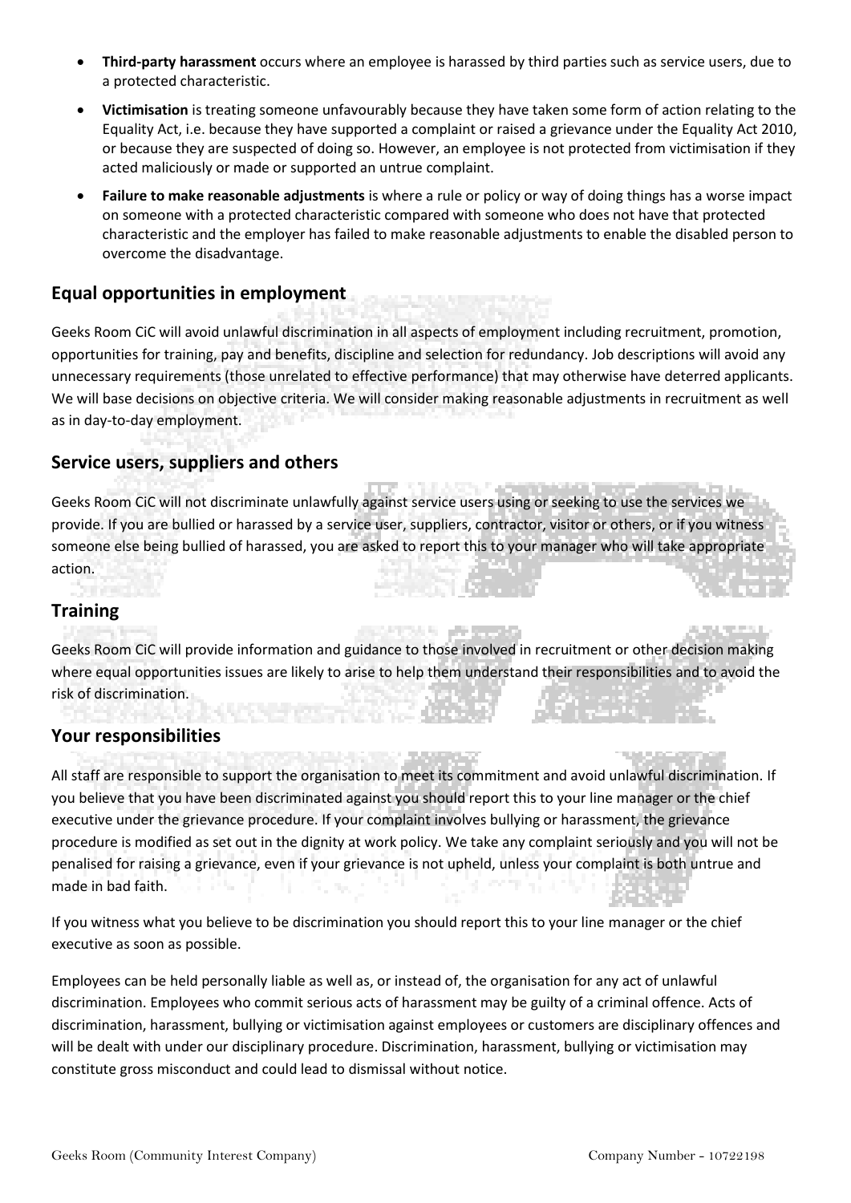- **Third-party harassment** occurs where an employee is harassed by third parties such as service users, due to a protected characteristic.
- **Victimisation** is treating someone unfavourably because they have taken some form of action relating to the Equality Act, i.e. because they have supported a complaint or raised a grievance under the Equality Act 2010, or because they are suspected of doing so. However, an employee is not protected from victimisation if they acted maliciously or made or supported an untrue complaint.
- **Failure to make reasonable adjustments** is where a rule or policy or way of doing things has a worse impact on someone with a protected characteristic compared with someone who does not have that protected characteristic and the employer has failed to make reasonable adjustments to enable the disabled person to overcome the disadvantage.

## Equal opportunities in employment

Geeks Room CiC will avoid unlawful discrimination in all aspects of employment including recruitment, promotion, opportunities for training, pay and benefits, discipline and selection for redundancy. Job descriptions will avoid any unnecessary requirements (those unrelated to effective performance) that may otherwise have deterred applicants. We will base decisions on objective criteria. We will consider making reasonable adjustments in recruitment as well as in day-to-day employment.

## Service users, suppliers and others

Geeks Room CiC will not discriminate unlawfully against service users using or seeking to use the services we provide. If you are bullied or harassed by a service user, suppliers, contractor, visitor or others, or if you witness someone else being bullied of harassed, you are asked to report this to your manager who will take appropriate action.

## Training

Geeks Room CiC will provide information and guidance to those involved in recruitment or other decision making where equal opportunities issues are likely to arise to help them understand their responsibilities and to avoid the risk of discrimination.

## Your responsibilities

All staff are responsible to support the organisation to meet its commitment and avoid unlawful discrimination. If you believe that you have been discriminated against you should report this to your line manager or the chief executive under the grievance procedure. If your complaint involves bullying or harassment, the grievance procedure is modified as set out in the dignity at work policy. We take any complaint seriously and you will not be penalised for raising a grievance, even if your grievance is not upheld, unless your complaint is both untrue and made in bad faith.

If you witness what you believe to be discrimination you should report this to your line manager or the chief executive as soon as possible.

Employees can be held personally liable as well as, or instead of, the organisation for any act of unlawful discrimination. Employees who commit serious acts of harassment may be guilty of a criminal offence. Acts of discrimination, harassment, bullying or victimisation against employees or customers are disciplinary offences and will be dealt with under our disciplinary procedure. Discrimination, harassment, bullying or victimisation may constitute gross misconduct and could lead to dismissal without notice.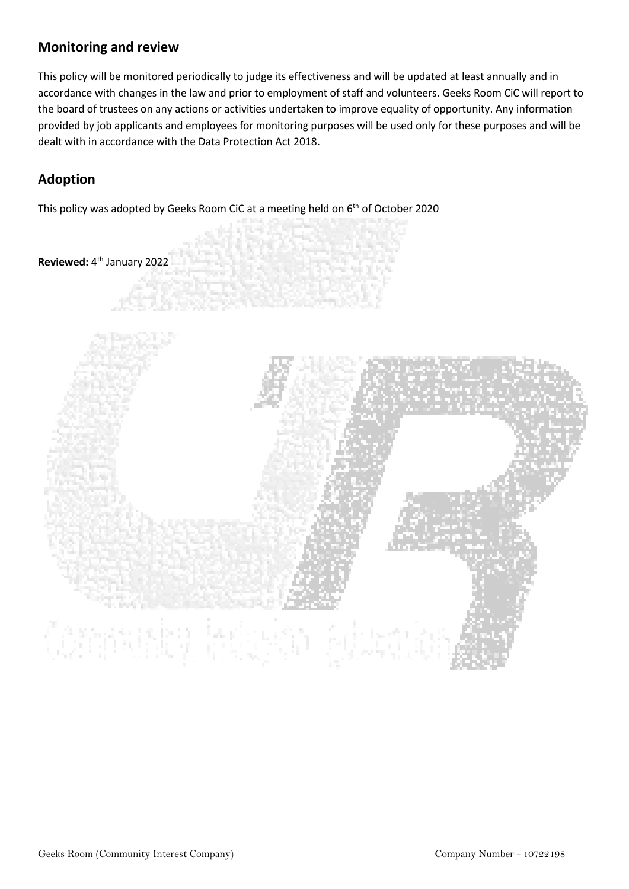## Monitoring and review

This policy will be monitored periodically to judge its effectiveness and will be updated at least annually and in accordance with changes in the law and prior to employment of staff and volunteers. Geeks Room CiC will report to the board of trustees on any actions or activities undertaken to improve equality of opportunity. Any information provided by job applicants and employees for monitoring purposes will be used only for these purposes and will be dealt with in accordance with the Data Protection Act 2018.

## Adoption

This policy was adopted by Geeks Room CiC at a meeting held on 6th of October 2020

**Reviewed:** 4th January 2022